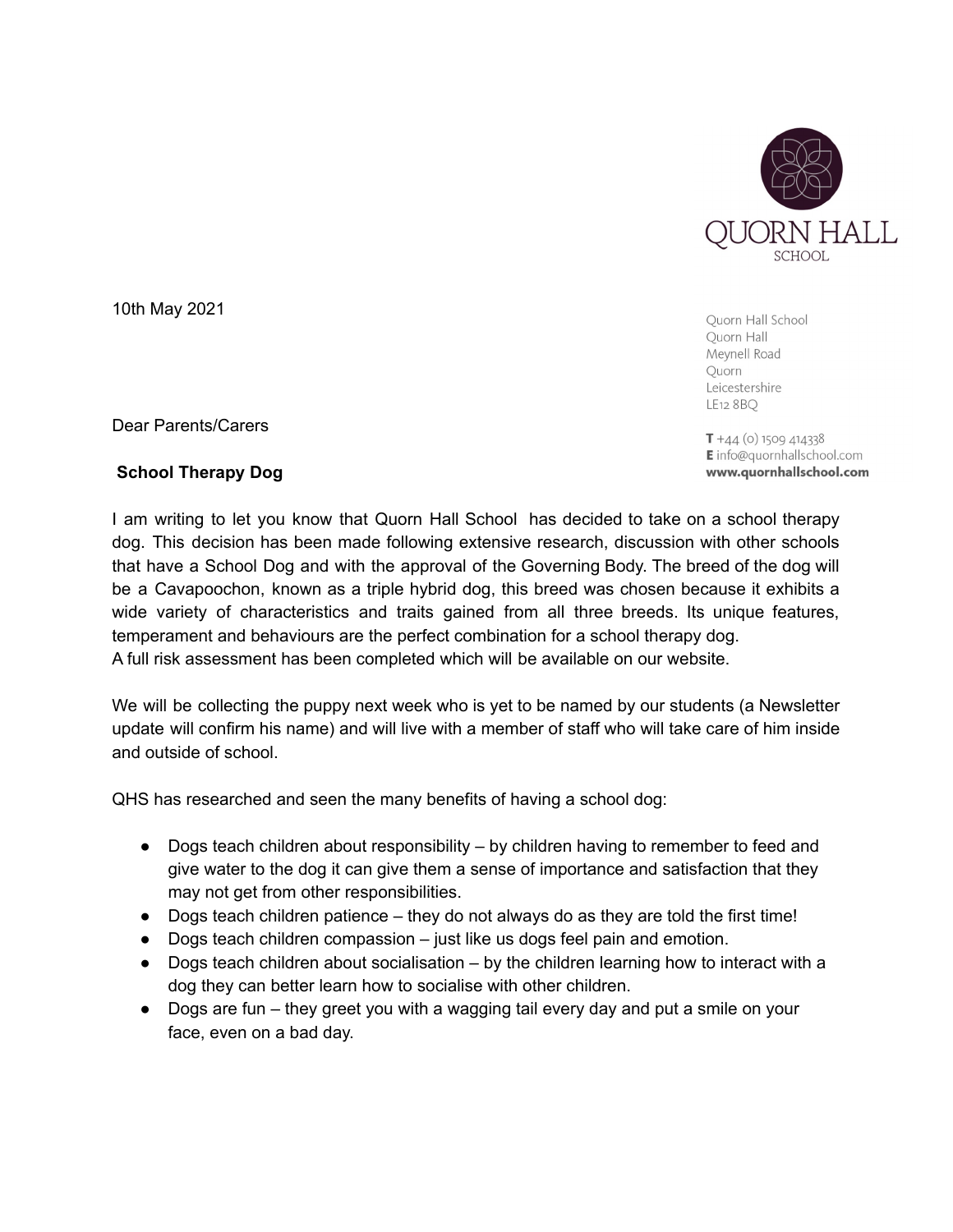QUORN HALL SCHOOL

Quorn Hall School
Quorn Hall
Meynell Road
Quorn
Leicestershire
LE12 8BQ

**T** +44 (0) 1509 414338
**E** info@quornhallschool.com
**www.quornhallschool.com**

10th May 2021

Dear Parents/Carers

**School Therapy Dog**

I am writing to let you know that Quorn Hall School has decided to take on a school therapy dog. This decision has been made following extensive research, discussion with other schools that have a School Dog and with the approval of the Governing Body. The breed of the dog will be a Cavapoochon, known as a triple hybrid dog, this breed was chosen because it exhibits a wide variety of characteristics and traits gained from all three breeds. Its unique features, temperament and behaviours are the perfect combination for a school therapy dog.
A full risk assessment has been completed which will be available on our website.

We will be collecting the puppy next week who is yet to be named by our students (a Newsletter update will confirm his name) and will live with a member of staff who will take care of him inside and outside of school.

QHS has researched and seen the many benefits of having a school dog:

- Dogs teach children about responsibility – by children having to remember to feed and give water to the dog it can give them a sense of importance and satisfaction that they may not get from other responsibilities.
- Dogs teach children patience – they do not always do as they are told the first time!
- Dogs teach children compassion – just like us dogs feel pain and emotion.
- Dogs teach children about socialisation – by the children learning how to interact with a dog they can better learn how to socialise with other children.
- Dogs are fun – they greet you with a wagging tail every day and put a smile on your face, even on a bad day.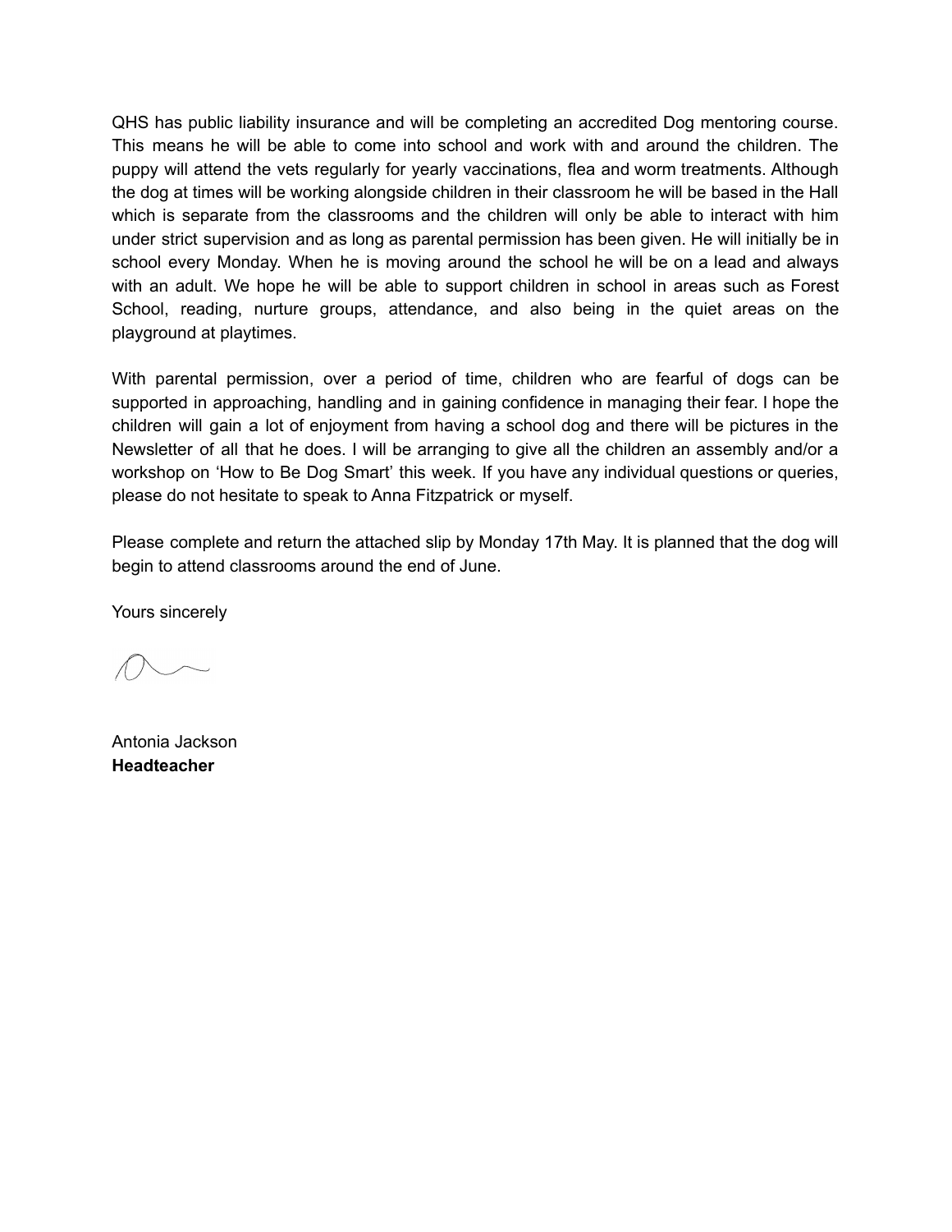QHS has public liability insurance and will be completing an accredited Dog mentoring course. This means he will be able to come into school and work with and around the children. The puppy will attend the vets regularly for yearly vaccinations, flea and worm treatments. Although the dog at times will be working alongside children in their classroom he will be based in the Hall which is separate from the classrooms and the children will only be able to interact with him under strict supervision and as long as parental permission has been given. He will initially be in school every Monday. When he is moving around the school he will be on a lead and always with an adult. We hope he will be able to support children in school in areas such as Forest School, reading, nurture groups, attendance, and also being in the quiet areas on the playground at playtimes.

With parental permission, over a period of time, children who are fearful of dogs can be supported in approaching, handling and in gaining confidence in managing their fear. I hope the children will gain a lot of enjoyment from having a school dog and there will be pictures in the Newsletter of all that he does. I will be arranging to give all the children an assembly and/or a workshop on 'How to Be Dog Smart' this week. If you have any individual questions or queries, please do not hesitate to speak to Anna Fitzpatrick or myself.

Please complete and return the attached slip by Monday 17th May. It is planned that the dog will begin to attend classrooms around the end of June.

Yours sincerely

Antonia Jackson
**Headteacher**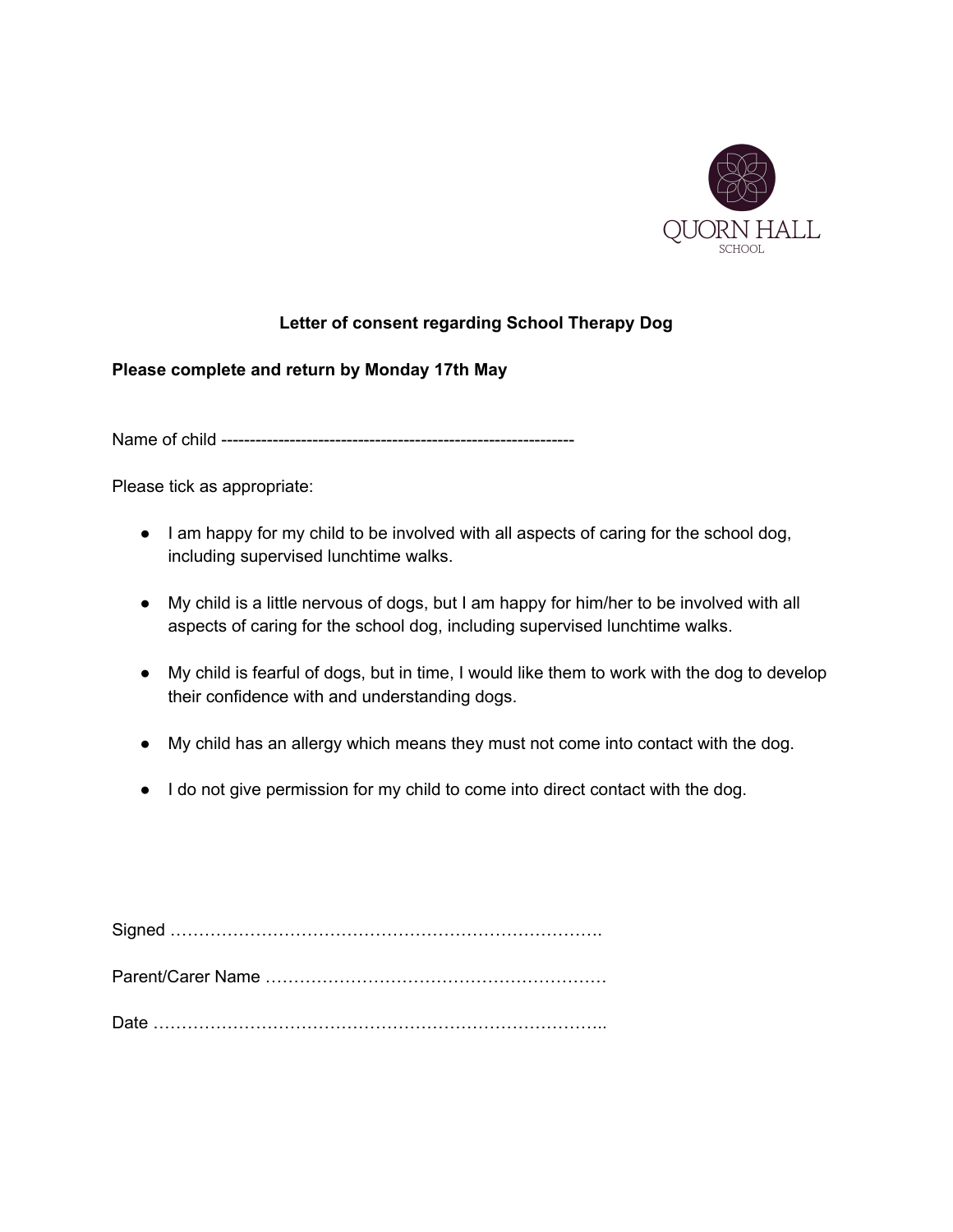QUORN HALL
SCHOOL

**Letter of consent regarding School Therapy Dog**

**Please complete and return by Monday 17th May**

Name of child ------------------------------------------------------------

Please tick as appropriate:

- I am happy for my child to be involved with all aspects of caring for the school dog, including supervised lunchtime walks.
- My child is a little nervous of dogs, but I am happy for him/her to be involved with all aspects of caring for the school dog, including supervised lunchtime walks.
- My child is fearful of dogs, but in time, I would like them to work with the dog to develop their confidence with and understanding dogs.
- My child has an allergy which means they must not come into contact with the dog.
- I do not give permission for my child to come into direct contact with the dog.

Signed ………………………………………………………………….

Parent/Carer Name ……………………………………………………

Date ……………………………………………………………………..